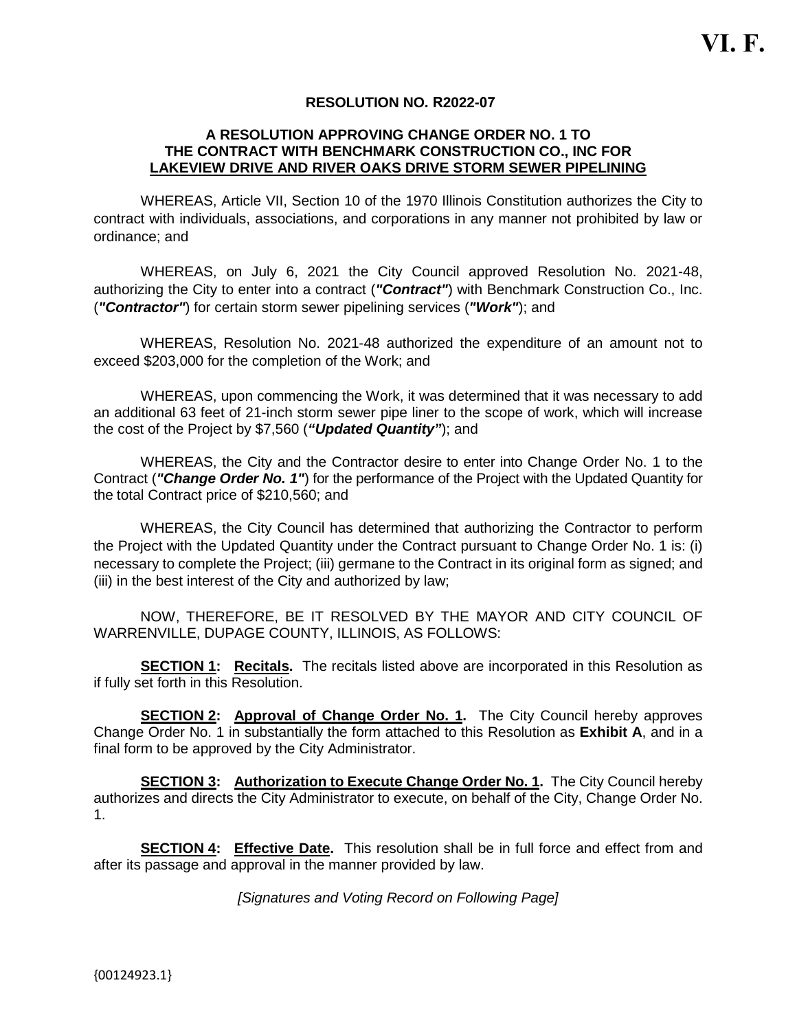VI. F.

**RESOLUTION NO. R2022-07**

**A RESOLUTION APPROVING CHANGE ORDER NO. 1 TO THE CONTRACT WITH BENCHMARK CONSTRUCTION CO., INC FOR <u>LAKEVIEW DRIVE AND RIVER OAKS DRIVE STORM SEWER PIPELINING</u>**

WHEREAS, Article VII, Section 10 of the 1970 Illinois Constitution authorizes the City to contract with individuals, associations, and corporations in any manner not prohibited by law or ordinance; and

WHEREAS, on July 6, 2021 the City Council approved Resolution No. 2021-48, authorizing the City to enter into a contract (***"Contract"***) with Benchmark Construction Co., Inc. (***"Contractor"***) for certain storm sewer pipelining services (***"Work"***); and

WHEREAS, Resolution No. 2021-48 authorized the expenditure of an amount not to exceed $203,000 for the completion of the Work; and

WHEREAS, upon commencing the Work, it was determined that it was necessary to add an additional 63 feet of 21-inch storm sewer pipe liner to the scope of work, which will increase the cost of the Project by $7,560 (***"Updated Quantity"***); and

WHEREAS, the City and the Contractor desire to enter into Change Order No. 1 to the Contract (***"Change Order No. 1"***) for the performance of the Project with the Updated Quantity for the total Contract price of $210,560; and

WHEREAS, the City Council has determined that authorizing the Contractor to perform the Project with the Updated Quantity under the Contract pursuant to Change Order No. 1 is: (i) necessary to complete the Project; (iii) germane to the Contract in its original form as signed; and (iii) in the best interest of the City and authorized by law;

NOW, THEREFORE, BE IT RESOLVED BY THE MAYOR AND CITY COUNCIL OF WARRENVILLE, DUPAGE COUNTY, ILLINOIS, AS FOLLOWS:

**<u>SECTION 1</u>: <u>Recitals</u>.** The recitals listed above are incorporated in this Resolution as if fully set forth in this Resolution.

**<u>SECTION 2</u>: <u>Approval of Change Order No. 1</u>.** The City Council hereby approves Change Order No. 1 in substantially the form attached to this Resolution as **Exhibit A**, and in a final form to be approved by the City Administrator.

**<u>SECTION 3</u>: <u>Authorization to Execute Change Order No. 1</u>.** The City Council hereby authorizes and directs the City Administrator to execute, on behalf of the City, Change Order No. 1.

**<u>SECTION 4</u>: <u>Effective Date</u>.** This resolution shall be in full force and effect from and after its passage and approval in the manner provided by law.

*[Signatures and Voting Record on Following Page]*

{00124923.1}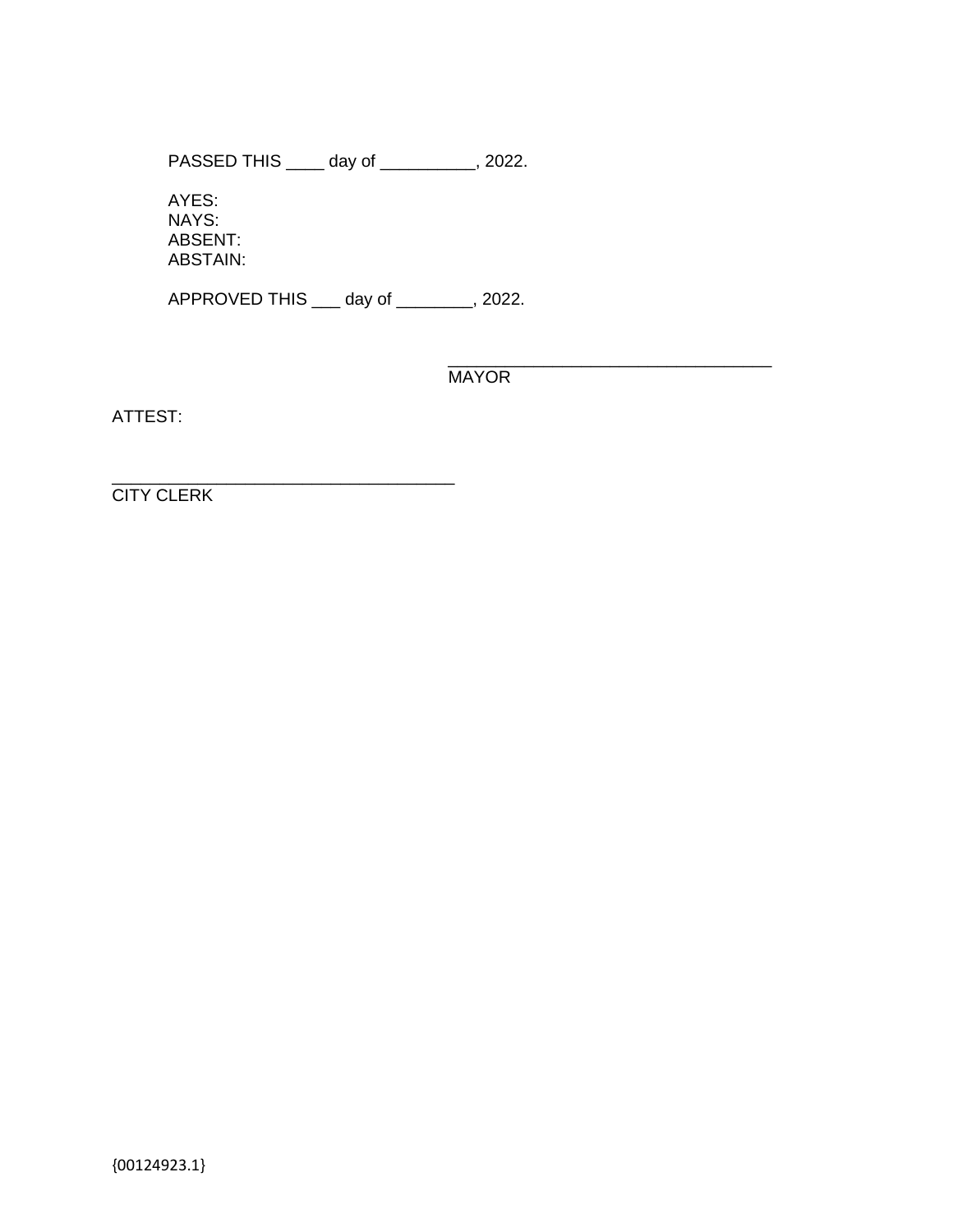PASSED THIS ____ day of __________, 2022.

AYES:
NAYS:
ABSENT:
ABSTAIN:

APPROVED THIS ___ day of ________, 2022.

___________________________________
MAYOR

ATTEST:

_____________________________________
CITY CLERK

{00124923.1}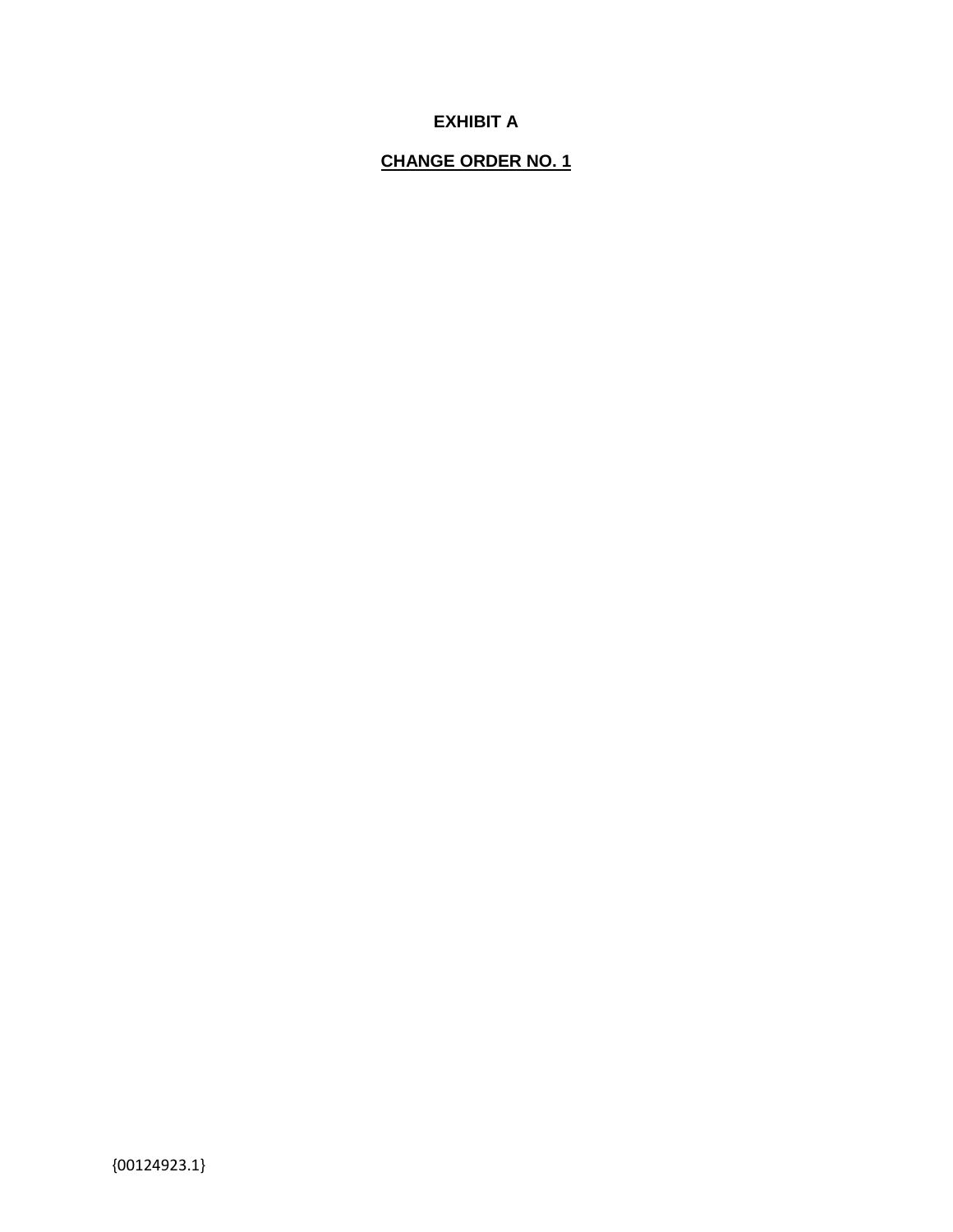**EXHIBIT A**

**<u>CHANGE ORDER NO. 1</u>**

{00124923.1}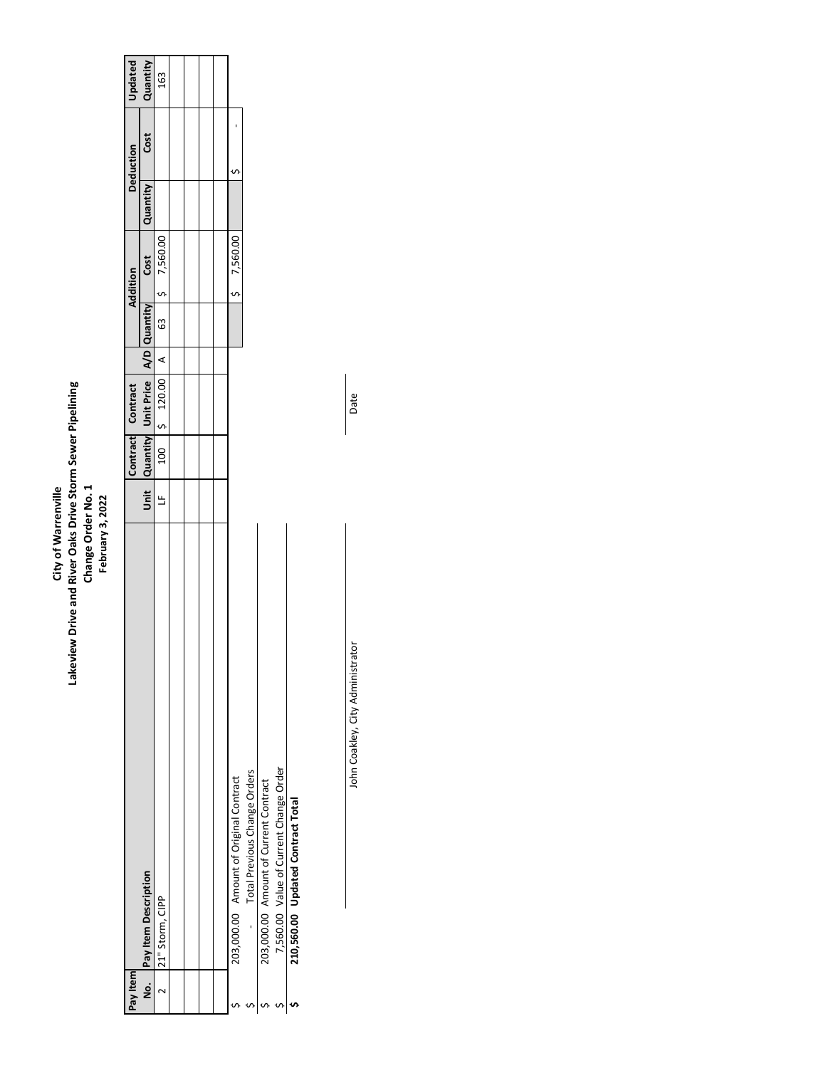# City of Warrenville
## Lakeview Drive and River Oaks Drive Storm Sewer Pipelining
### Change Order No. 1
### February 3, 2022

| Pay Item No. | Pay Item Description | Unit | Contract Quantity | Contract Unit Price | A/D | Addition Quantity | Addition Cost | Deduction Quantity | Deduction Cost | Updated Quantity |
|---|---|---|---|---|---|---|---|---|---|---|
| 2 | 21" Storm, CIPP | LF | 100 | $ 120.00 | A | 63 | $ 7,560.00 | | | 163 |
| | | | | | | | | | | |
| | | | | | | | | | | |
| | | | | | | | | | | |
| | | | | | | | | | | |
| | | | | | | | $ 7,560.00 | | $ - | |

| | | |
|---|---|---|
| $ | 203,000.00 | Amount of Original Contract |
| $ | - | Total Previous Change Orders |
| $ | 203,000.00 | Amount of Current Contract |
| $ | 7,560.00 | Value of Current Change Order |
| **$** | **210,560.00** | **Updated Contract Total** |

John Coakley, City Administrator

Date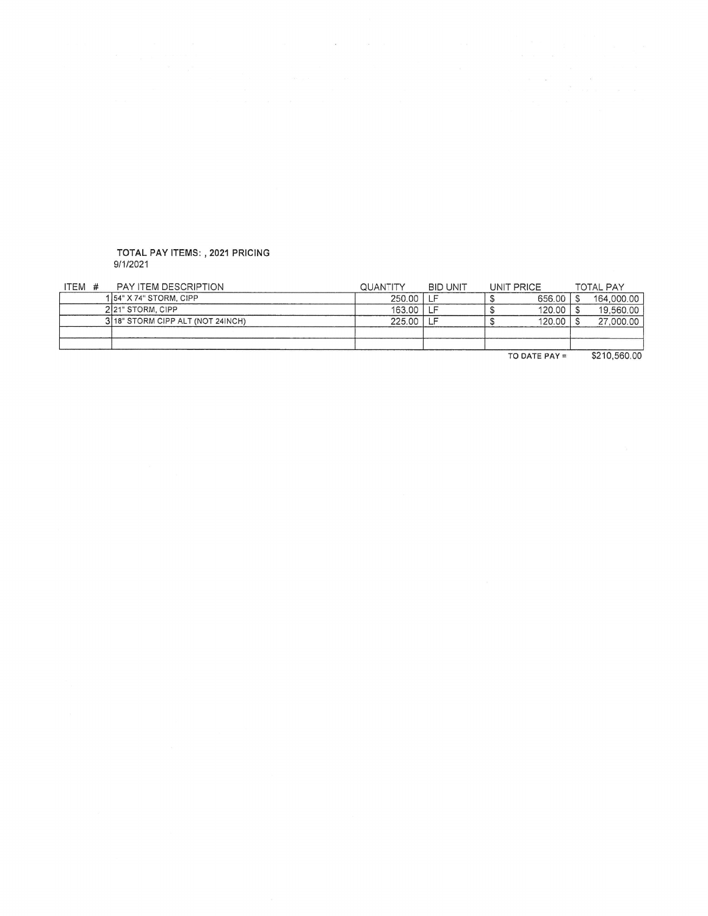**TOTAL PAY ITEMS: , 2021 PRICING**

9/1/2021

| ITEM # | PAY ITEM DESCRIPTION | QUANTITY | BID UNIT | UNIT PRICE | TOTAL PAY |
|---|---|---|---|---|---|
| 1 | 54" X 74" STORM, CIPP | 250.00 | LF | $ 656.00 | $ 164,000.00 |
| 2 | 21" STORM, CIPP | 163.00 | LF | $ 120.00 | $ 19,560.00 |
| 3 | 18" STORM CIPP ALT (NOT 24INCH) | 225.00 | LF | $ 120.00 | $ 27,000.00 |
| | | | | | |
| | | | | | |
| | | | | TO DATE PAY = | $210,560.00 |